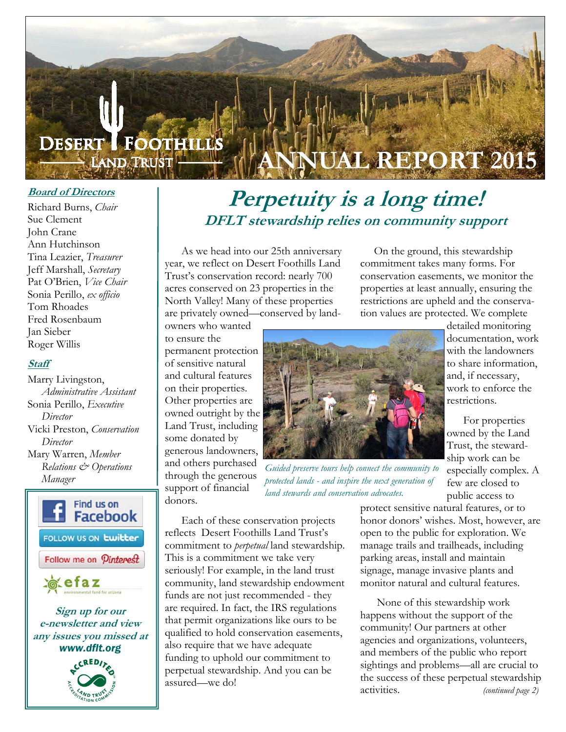# Desert Foothills Land Trust — ANNUAL REPORT 2015

## Perpetuity is a long time!

### DFLT stewardship relies on community support

As we head into our 25th anniversary year, we reflect on Desert Foothills Land Trust's conservation record: nearly 700 acres conserved on 23 properties in the North Valley! Many of these properties are privately owned—conserved by landowners who wanted to ensure the permanent protection of sensitive natural and cultural features on their properties. Other properties are owned outright by the Land Trust, including some donated by generous landowners, and others purchased through the generous support of financial donors.

Each of these conservation projects reflects Desert Foothills Land Trust's commitment to *perpetual* land stewardship. This is a commitment we take very seriously! For example, in the land trust community, land stewardship endowment funds are not just recommended - they are required. In fact, the IRS regulations that permit organizations like ours to be qualified to hold conservation easements, also require that we have adequate funding to uphold our commitment to perpetual stewardship. And you can be assured—we do!

*Guided preserve tours help connect the community to protected lands - and inspire the next generation of land stewards and conservation advocates.*

On the ground, this stewardship commitment takes many forms. For conservation easements, we monitor the properties at least annually, ensuring the restrictions are upheld and the conservation values are protected. We complete detailed monitoring documentation, work with the landowners to share information, and, if necessary, work to enforce the restrictions.

For properties owned by the Land Trust, the stewardship work can be especially complex. A few are closed to public access to protect sensitive natural features, or to honor donors' wishes. Most, however, are open to the public for exploration. We manage trails and trailheads, including parking areas, install and maintain signage, manage invasive plants and monitor natural and cultural features.

None of this stewardship work happens without the support of the community! Our partners at other agencies and organizations, volunteers, and members of the public who report sightings and problems—all are crucial to the success of these perpetual stewardship activities. *(continued page 2)*

---

**Board of Directors**

Richard Burns, *Chair*
Sue Clement
John Crane
Ann Hutchinson
Tina Leazier, *Treasurer*
Jeff Marshall, *Secretary*
Pat O'Brien, *Vice Chair*
Sonia Perillo, *ex officio*
Tom Rhoades
Fred Rosenbaum
Jan Sieber
Roger Willis

**Staff**

Marry Livingston, *Administrative Assistant*
Sonia Perillo, *Executive Director*
Vicki Preston, *Conservation Director*
Mary Warren, *Member Relations & Operations Manager*

Find us on Facebook
FOLLOW US ON twitter
Follow me on Pinterest
efaz — environmental fund for arizona

**Sign up for our e-newsletter and view any issues you missed at www.dflt.org**

ACCREDITED — Land Trust Accreditation Commission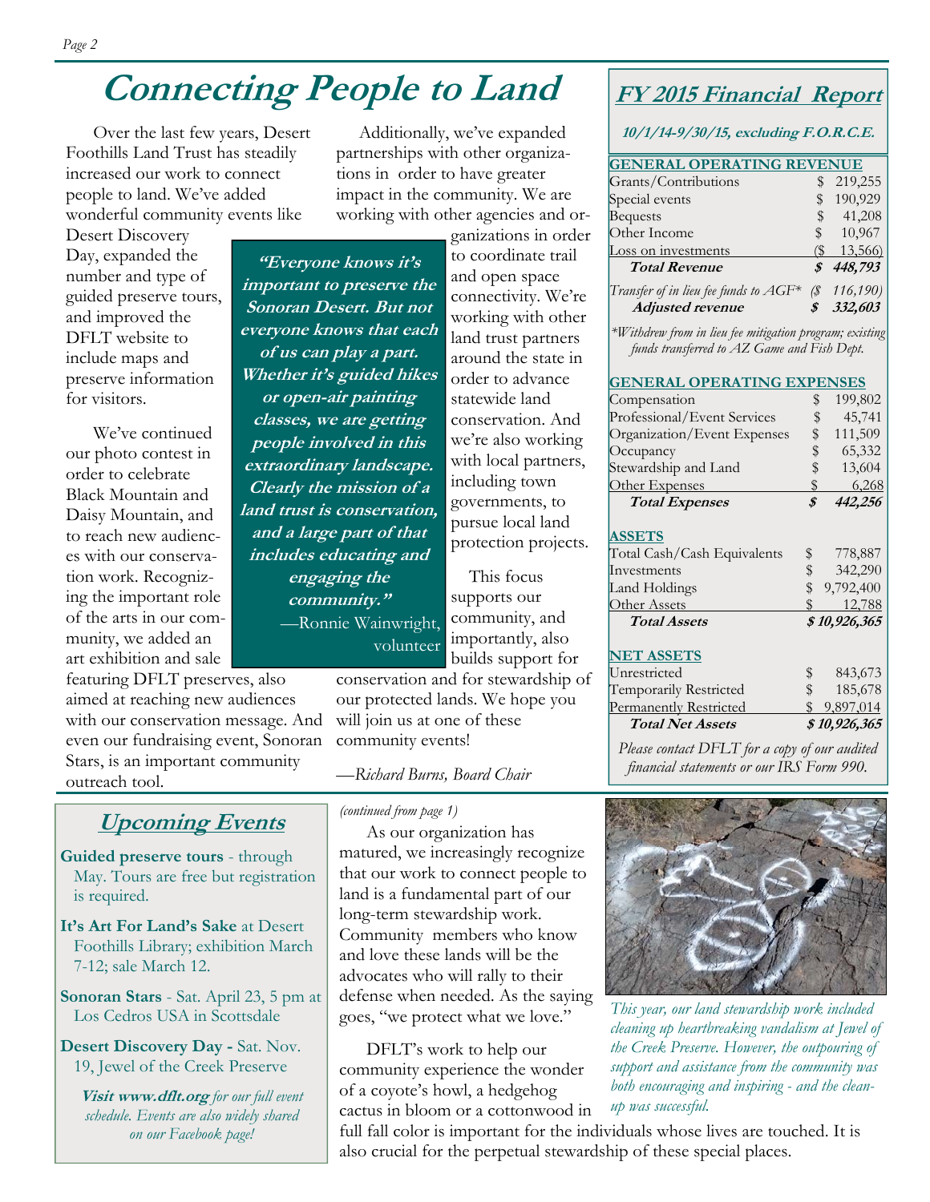# Connecting People to Land

Over the last few years, Desert Foothills Land Trust has steadily increased our work to connect people to land. We've added wonderful community events like Desert Discovery Day, expanded the number and type of guided preserve tours, and improved the DFLT website to include maps and preserve information for visitors.

We've continued our photo contest in order to celebrate Black Mountain and Daisy Mountain, and to reach new audiences with our conservation work. Recognizing the important role of the arts in our community, we added an art exhibition and sale featuring DFLT preserves, also aimed at reaching new audiences with our conservation message. And even our fundraising event, Sonoran Stars, is an important community outreach tool.

> ***"Everyone knows it's important to preserve the Sonoran Desert. But not everyone knows that each of us can play a part. Whether it's guided hikes or open-air painting classes, we are getting people involved in this extraordinary landscape. Clearly the mission of a land trust is conservation, and a large part of that includes educating and engaging the community."***
>
> —Ronnie Wainwright, volunteer

Additionally, we've expanded partnerships with other organizations in order to have greater impact in the community. We are working with other agencies and organizations in order to coordinate trail and open space connectivity. We're working with other land trust partners around the state in order to advance statewide land conservation. And we're also working with local partners, including town governments, to pursue local land protection projects.

This focus supports our community, and importantly, also builds support for conservation and for stewardship of our protected lands. We hope you will join us at one of these community events!

*—Richard Burns, Board Chair*

## FY 2015 Financial Report

***10/1/14-9/30/15, excluding F.O.R.C.E.***

| GENERAL OPERATING REVENUE | |
|---|---|
| Grants/Contributions | $ 219,255 |
| Special events | $ 190,929 |
| Bequests | $ 41,208 |
| Other Income | $ 10,967 |
| Loss on investments | ($ 13,566) |
| ***Total Revenue*** | ***$ 448,793*** |
| *Transfer of in lieu fee funds to AGF\** | *($ 116,190)* |
| ***Adjusted revenue*** | ***$ 332,603*** |

*\*Withdrew from in lieu fee mitigation program; existing funds transferred to AZ Game and Fish Dept.*

| GENERAL OPERATING EXPENSES | |
|---|---|
| Compensation | $ 199,802 |
| Professional/Event Services | $ 45,741 |
| Organization/Event Expenses | $ 111,509 |
| Occupancy | $ 65,332 |
| Stewardship and Land | $ 13,604 |
| Other Expenses | $ 6,268 |
| ***Total Expenses*** | ***$ 442,256*** |

| ASSETS | |
|---|---|
| Total Cash/Cash Equivalents | $ 778,887 |
| Investments | $ 342,290 |
| Land Holdings | $ 9,792,400 |
| Other Assets | $ 12,788 |
| ***Total Assets*** | ***$ 10,926,365*** |

| NET ASSETS | |
|---|---|
| Unrestricted | $ 843,673 |
| Temporarily Restricted | $ 185,678 |
| Permanently Restricted | $ 9,897,014 |
| ***Total Net Assets*** | ***$ 10,926,365*** |

*Please contact DFLT for a copy of our audited financial statements or our IRS Form 990.*

## Upcoming Events

**Guided preserve tours** - through May. Tours are free but registration is required.

**It's Art For Land's Sake** at Desert Foothills Library; exhibition March 7-12; sale March 12.

**Sonoran Stars** - Sat. April 23, 5 pm at Los Cedros USA in Scottsdale

**Desert Discovery Day -** Sat. Nov. 19, Jewel of the Creek Preserve

***Visit www.dflt.org** for our full event schedule. Events are also widely shared on our Facebook page!*

*(continued from page 1)*

As our organization has matured, we increasingly recognize that our work to connect people to land is a fundamental part of our long-term stewardship work. Community members who know and love these lands will be the advocates who will rally to their defense when needed. As the saying goes, "we protect what we love."

DFLT's work to help our community experience the wonder of a coyote's howl, a hedgehog cactus in bloom or a cottonwood in full fall color is important for the individuals whose lives are touched. It is also crucial for the perpetual stewardship of these special places.

*This year, our land stewardship work included cleaning up heartbreaking vandalism at Jewel of the Creek Preserve. However, the outpouring of support and assistance from the community was both encouraging and inspiring - and the clean-up was successful.*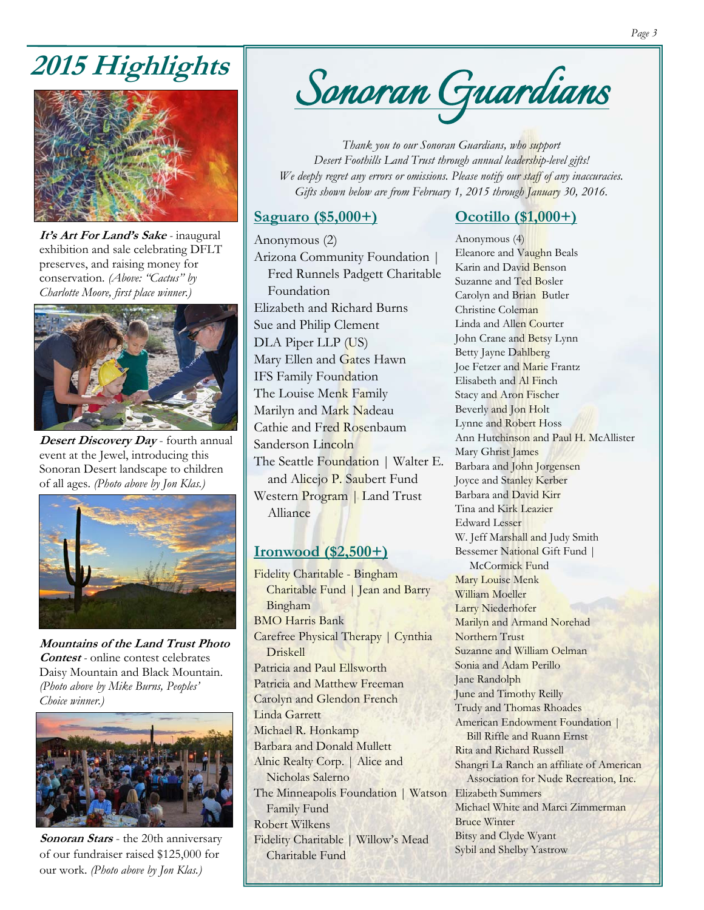# 2015 Highlights

***It's Art For Land's Sake*** - inaugural exhibition and sale celebrating DFLT preserves, and raising money for conservation. *(Above: "Cactus" by Charlotte Moore, first place winner.)*

***Desert Discovery Day*** - fourth annual event at the Jewel, introducing this Sonoran Desert landscape to children of all ages. *(Photo above by Jon Klas.)*

***Mountains of the Land Trust Photo Contest*** - online contest celebrates Daisy Mountain and Black Mountain. *(Photo above by Mike Burns, Peoples' Choice winner.)*

***Sonoran Stars*** - the 20th anniversary of our fundraiser raised $125,000 for our work. *(Photo above by Jon Klas.)*

# Sonoran Guardians

*Thank you to our Sonoran Guardians, who support Desert Foothills Land Trust through annual leadership-level gifts! We deeply regret any errors or omissions. Please notify our staff of any inaccuracies. Gifts shown below are from February 1, 2015 through January 30, 2016.*

## Saguaro ($5,000+)

Anonymous (2)
Arizona Community Foundation | Fred Runnels Padgett Charitable Foundation
Elizabeth and Richard Burns
Sue and Philip Clement
DLA Piper LLP (US)
Mary Ellen and Gates Hawn
IFS Family Foundation
The Louise Menk Family
Marilyn and Mark Nadeau
Cathie and Fred Rosenbaum
Sanderson Lincoln
The Seattle Foundation | Walter E. and Alicejo P. Saubert Fund
Western Program | Land Trust Alliance

## Ironwood ($2,500+)

Fidelity Charitable - Bingham Charitable Fund | Jean and Barry Bingham
BMO Harris Bank
Carefree Physical Therapy | Cynthia Driskell
Patricia and Paul Ellsworth
Patricia and Matthew Freeman
Carolyn and Glendon French
Linda Garrett
Michael R. Honkamp
Barbara and Donald Mullett
Alnic Realty Corp. | Alice and Nicholas Salerno
The Minneapolis Foundation | Watson Family Fund
Robert Wilkens
Fidelity Charitable | Willow's Mead Charitable Fund

## Ocotillo ($1,000+)

Anonymous (4)
Eleanore and Vaughn Beals
Karin and David Benson
Suzanne and Ted Bosler
Carolyn and Brian Butler
Christine Coleman
Linda and Allen Courter
John Crane and Betsy Lynn
Betty Jayne Dahlberg
Joe Fetzer and Marie Frantz
Elisabeth and Al Finch
Stacy and Aron Fischer
Beverly and Jon Holt
Lynne and Robert Hoss
Ann Hutchinson and Paul H. McAllister
Mary Ghrist James
Barbara and John Jorgensen
Joyce and Stanley Kerber
Barbara and David Kirr
Tina and Kirk Leazier
Edward Lesser
W. Jeff Marshall and Judy Smith
Bessemer National Gift Fund | McCormick Fund
Mary Louise Menk
William Moeller
Larry Niederhofer
Marilyn and Armand Norehad
Northern Trust
Suzanne and William Oelman
Sonia and Adam Perillo
Jane Randolph
June and Timothy Reilly
Trudy and Thomas Rhoades
American Endowment Foundation | Bill Riffle and Ruann Ernst
Rita and Richard Russell
Shangri La Ranch an affiliate of American Association for Nude Recreation, Inc.
Elizabeth Summers
Michael White and Marci Zimmerman
Bruce Winter
Bitsy and Clyde Wyant
Sybil and Shelby Yastrow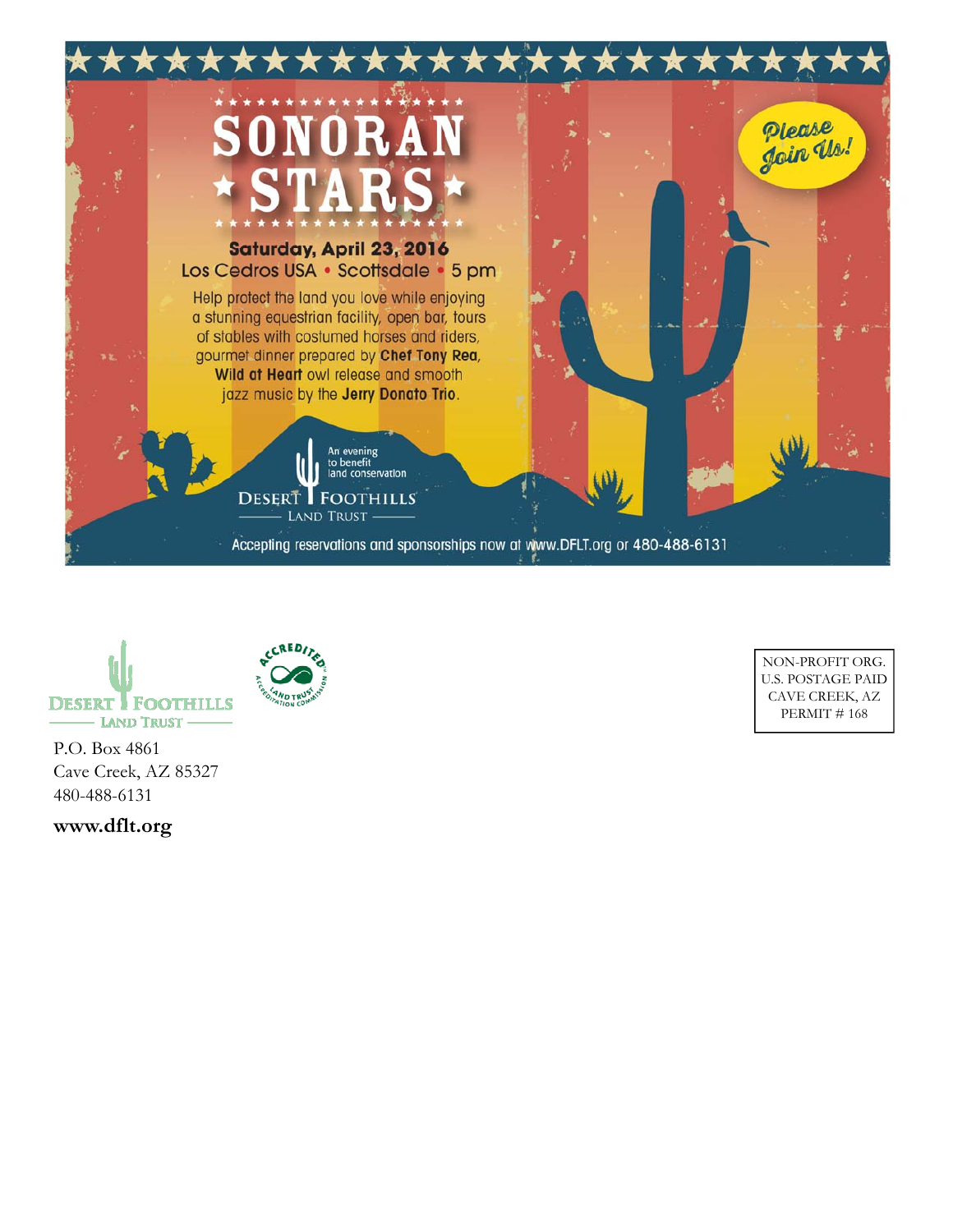# SONORAN ★ STARS ★

**Please Join Us!**

**Saturday, April 23, 2016**

Los Cedros USA • Scottsdale • 5 pm

Help protect the land you love while enjoying a stunning equestrian facility, open bar, tours of stables with costumed horses and riders, gourmet dinner prepared by **Chef Tony Rea**, **Wild at Heart** owl release and smooth jazz music by the **Jerry Donato Trio**.

An evening to benefit land conservation

DESERT FOOTHILLS LAND TRUST

Accepting reservations and sponsorships now at www.DFLT.org or **480-488-6131**

DESERT FOOTHILLS LAND TRUST

ACCREDITED — LAND TRUST ACCREDITATION COMMISSION

P.O. Box 4861
Cave Creek, AZ 85327
480-488-6131

**www.dflt.org**

NON-PROFIT ORG.
U.S. POSTAGE PAID
CAVE CREEK, AZ
PERMIT # 168